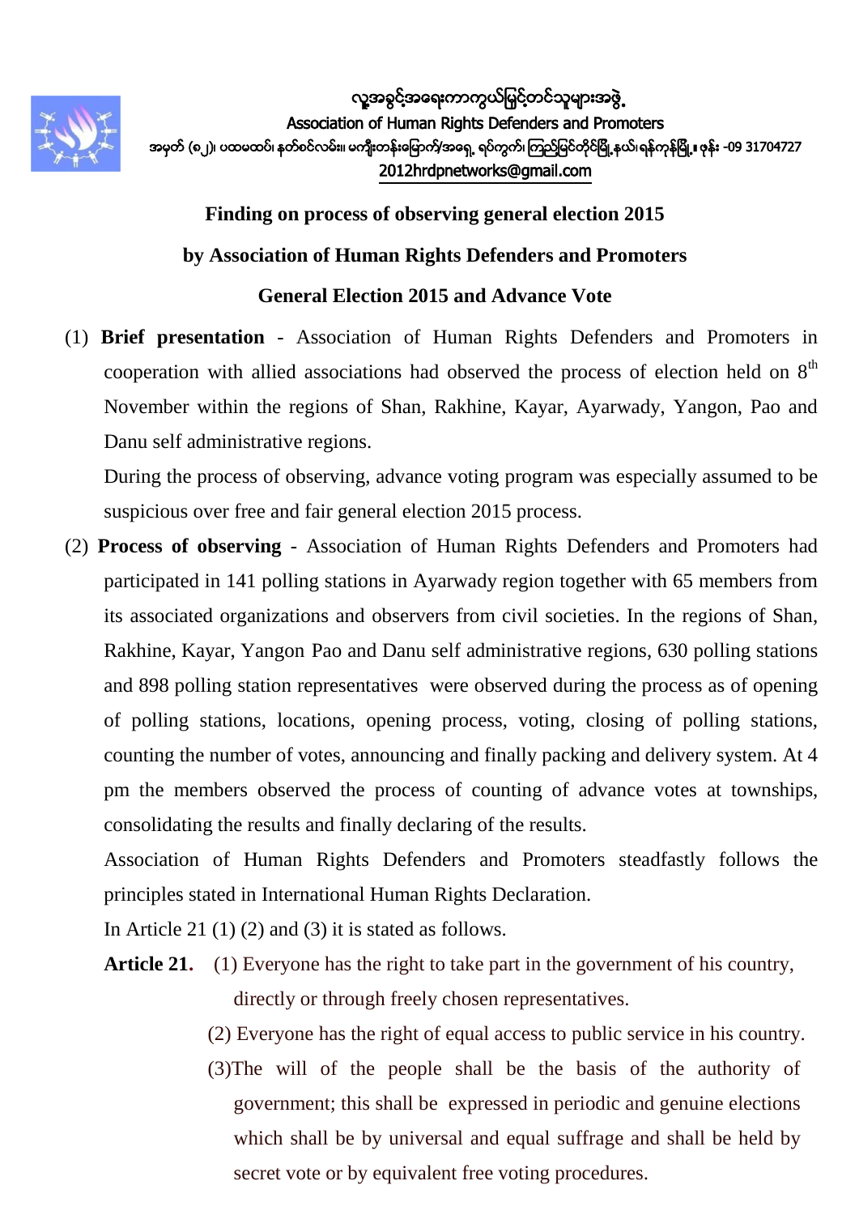လူ့အခွင့်အရေးကာကွယ်မြှင့်တင်သူများအဖွဲ့

Association of Human Rights Defenders and Promoters

အမှတ် (၈၂)၊ ပထမထပ်၊ နတ်စင်လမ်း။ မကျီးတန်းမြောက်/အရှေ့ ရပ်ကွက်၊ ကြည့်မြင်တိုင်မြို့နယ်၊ ရန်ကုန်မြို့။ ဖုန်း -09 31704727

2012hrdpnetworks@gmail.com

## Finding on process of observing general election 2015

## by Association of Human Rights Defenders and Promoters

## General Election 2015 and Advance Vote

(1) **Brief presentation** - Association of Human Rights Defenders and Promoters in cooperation with allied associations had observed the process of election held on 8th November within the regions of Shan, Rakhine, Kayar, Ayarwady, Yangon, Pao and Danu self administrative regions.

During the process of observing, advance voting program was especially assumed to be suspicious over free and fair general election 2015 process.

(2) **Process of observing** - Association of Human Rights Defenders and Promoters had participated in 141 polling stations in Ayarwady region together with 65 members from its associated organizations and observers from civil societies. In the regions of Shan, Rakhine, Kayar, Yangon Pao and Danu self administrative regions, 630 polling stations and 898 polling station representatives were observed during the process as of opening of polling stations, locations, opening process, voting, closing of polling stations, counting the number of votes, announcing and finally packing and delivery system. At 4 pm the members observed the process of counting of advance votes at townships, consolidating the results and finally declaring of the results.

Association of Human Rights Defenders and Promoters steadfastly follows the principles stated in International Human Rights Declaration.

In Article 21 (1) (2) and (3) it is stated as follows.

**Article 21.** (1) Everyone has the right to take part in the government of his country, directly or through freely chosen representatives.

(2) Everyone has the right of equal access to public service in his country.

(3)The will of the people shall be the basis of the authority of government; this shall be expressed in periodic and genuine elections which shall be by universal and equal suffrage and shall be held by secret vote or by equivalent free voting procedures.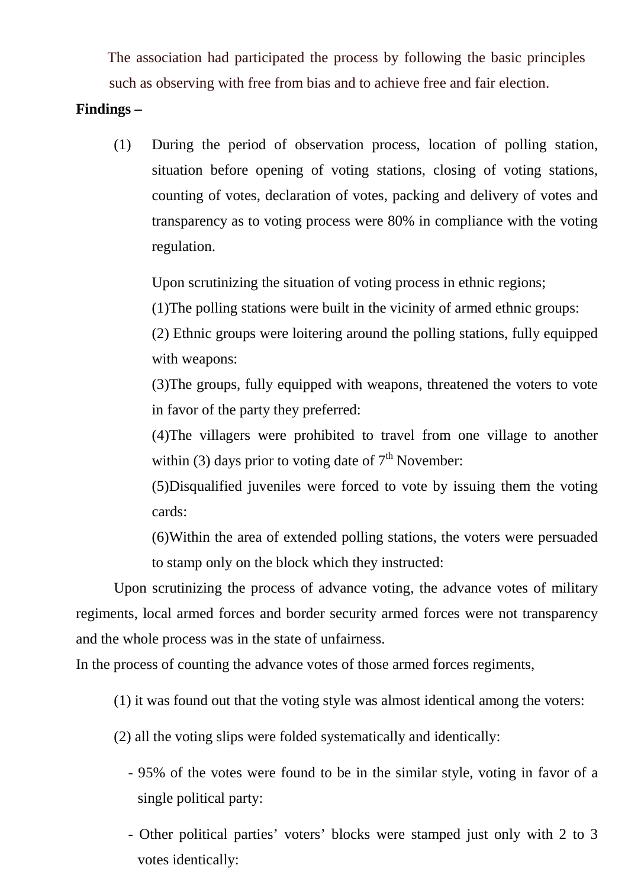The association had participated the process by following the basic principles such as observing with free from bias and to achieve free and fair election.

**Findings –**

(1) During the period of observation process, location of polling station, situation before opening of voting stations, closing of voting stations, counting of votes, declaration of votes, packing and delivery of votes and transparency as to voting process were 80% in compliance with the voting regulation.

Upon scrutinizing the situation of voting process in ethnic regions;

(1)The polling stations were built in the vicinity of armed ethnic groups:

(2) Ethnic groups were loitering around the polling stations, fully equipped with weapons:

(3)The groups, fully equipped with weapons, threatened the voters to vote in favor of the party they preferred:

(4)The villagers were prohibited to travel from one village to another within (3) days prior to voting date of 7th November:

(5)Disqualified juveniles were forced to vote by issuing them the voting cards:

(6)Within the area of extended polling stations, the voters were persuaded to stamp only on the block which they instructed:

Upon scrutinizing the process of advance voting, the advance votes of military regiments, local armed forces and border security armed forces were not transparency and the whole process was in the state of unfairness.

In the process of counting the advance votes of those armed forces regiments,

(1) it was found out that the voting style was almost identical among the voters:

(2) all the voting slips were folded systematically and identically:

- 95% of the votes were found to be in the similar style, voting in favor of a single political party:
- Other political parties' voters' blocks were stamped just only with 2 to 3 votes identically: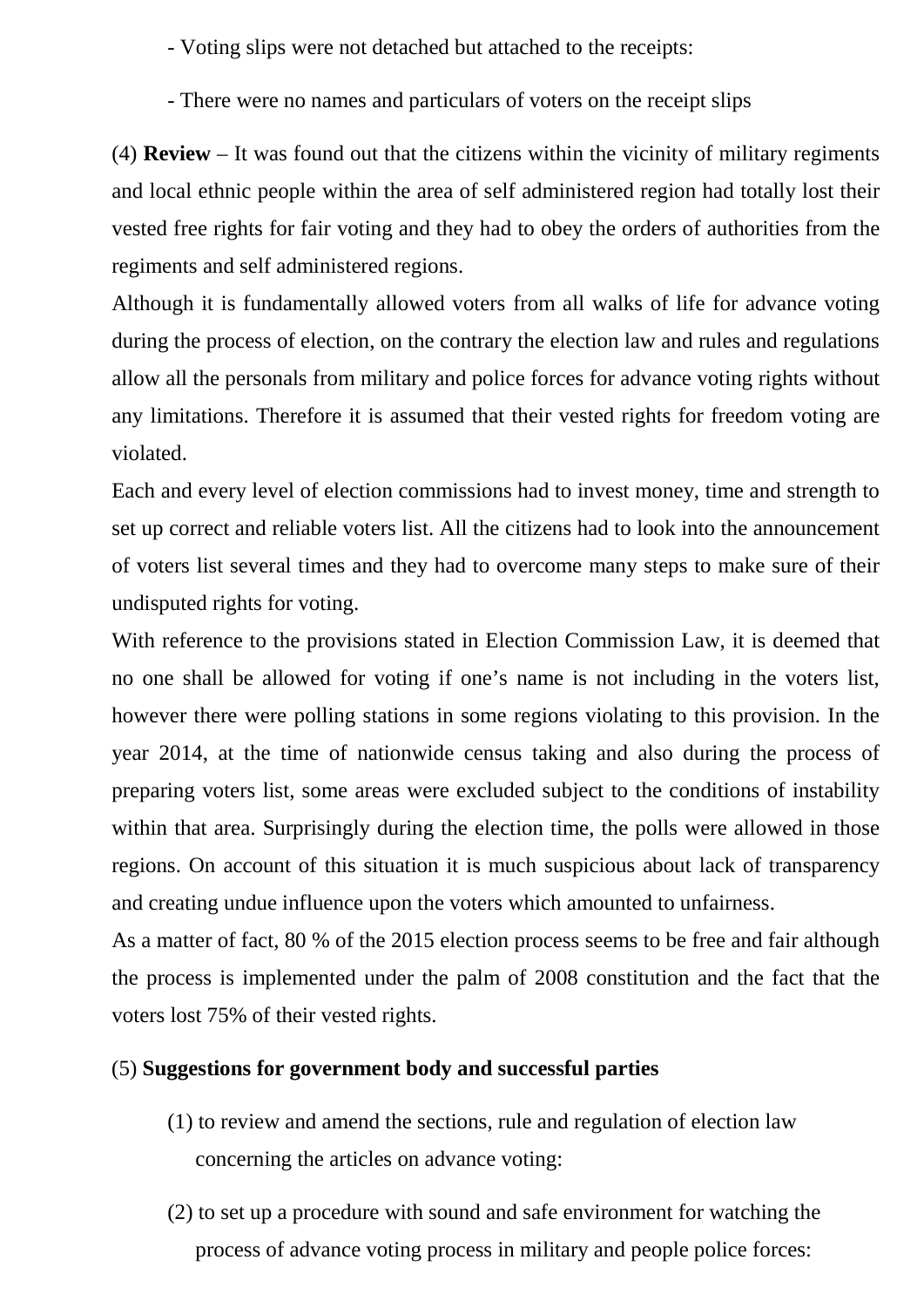- Voting slips were not detached but attached to the receipts:

- There were no names and particulars of voters on the receipt slips

(4) **Review** – It was found out that the citizens within the vicinity of military regiments and local ethnic people within the area of self administered region had totally lost their vested free rights for fair voting and they had to obey the orders of authorities from the regiments and self administered regions.

Although it is fundamentally allowed voters from all walks of life for advance voting during the process of election, on the contrary the election law and rules and regulations allow all the personals from military and police forces for advance voting rights without any limitations. Therefore it is assumed that their vested rights for freedom voting are violated.

Each and every level of election commissions had to invest money, time and strength to set up correct and reliable voters list. All the citizens had to look into the announcement of voters list several times and they had to overcome many steps to make sure of their undisputed rights for voting.

With reference to the provisions stated in Election Commission Law, it is deemed that no one shall be allowed for voting if one's name is not including in the voters list, however there were polling stations in some regions violating to this provision. In the year 2014, at the time of nationwide census taking and also during the process of preparing voters list, some areas were excluded subject to the conditions of instability within that area. Surprisingly during the election time, the polls were allowed in those regions. On account of this situation it is much suspicious about lack of transparency and creating undue influence upon the voters which amounted to unfairness.

As a matter of fact, 80 % of the 2015 election process seems to be free and fair although the process is implemented under the palm of 2008 constitution and the fact that the voters lost 75% of their vested rights.

(5) **Suggestions for government body and successful parties**

(1) to review and amend the sections, rule and regulation of election law concerning the articles on advance voting:

(2) to set up a procedure with sound and safe environment for watching the process of advance voting process in military and people police forces: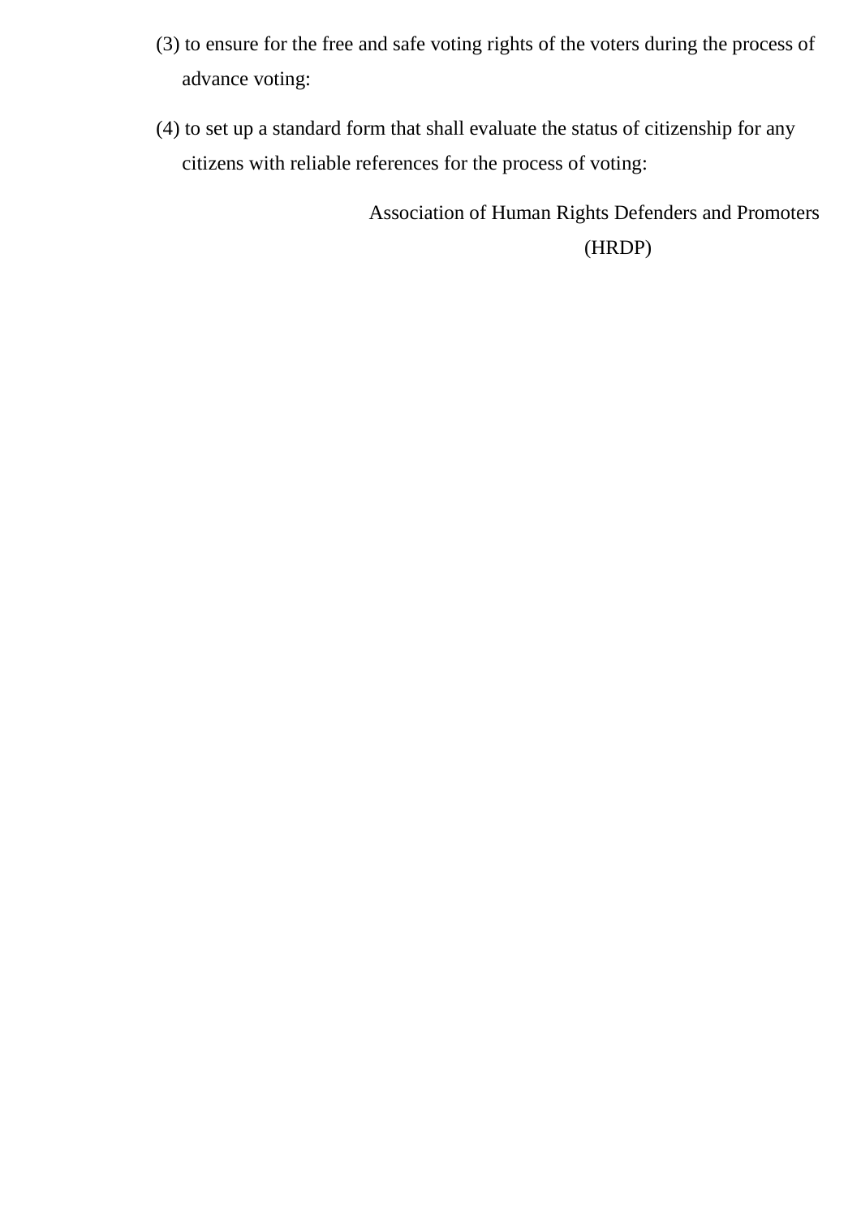(3) to ensure for the free and safe voting rights of the voters during the process of advance voting:

(4) to set up a standard form that shall evaluate the status of citizenship for any citizens with reliable references for the process of voting:

Association of Human Rights Defenders and Promoters
(HRDP)